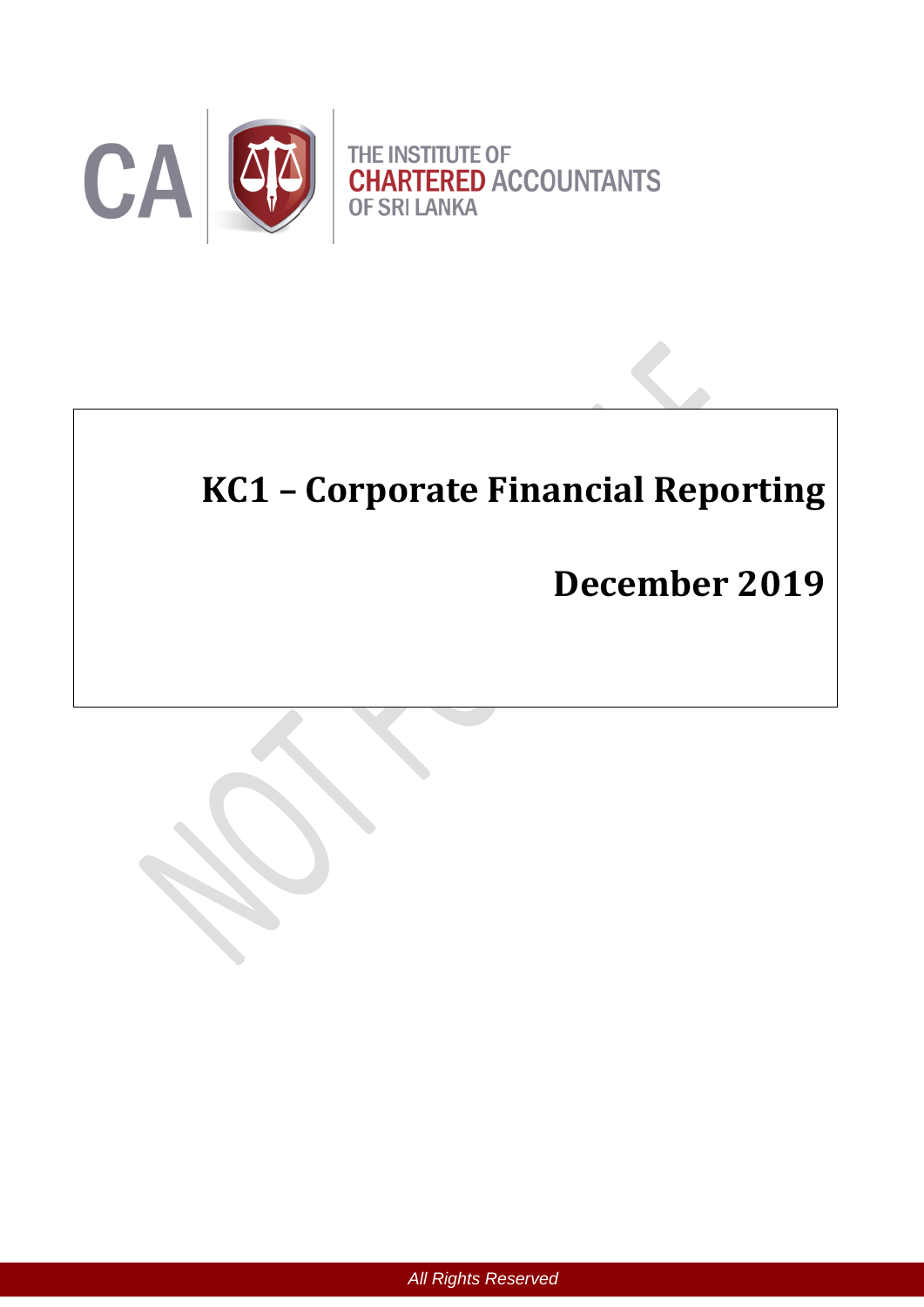THE INSTITUTE OF CHARTERED ACCOUNTANTS OF SRI LANKA

# KC1 – Corporate Financial Reporting

## December 2019

All Rights Reserved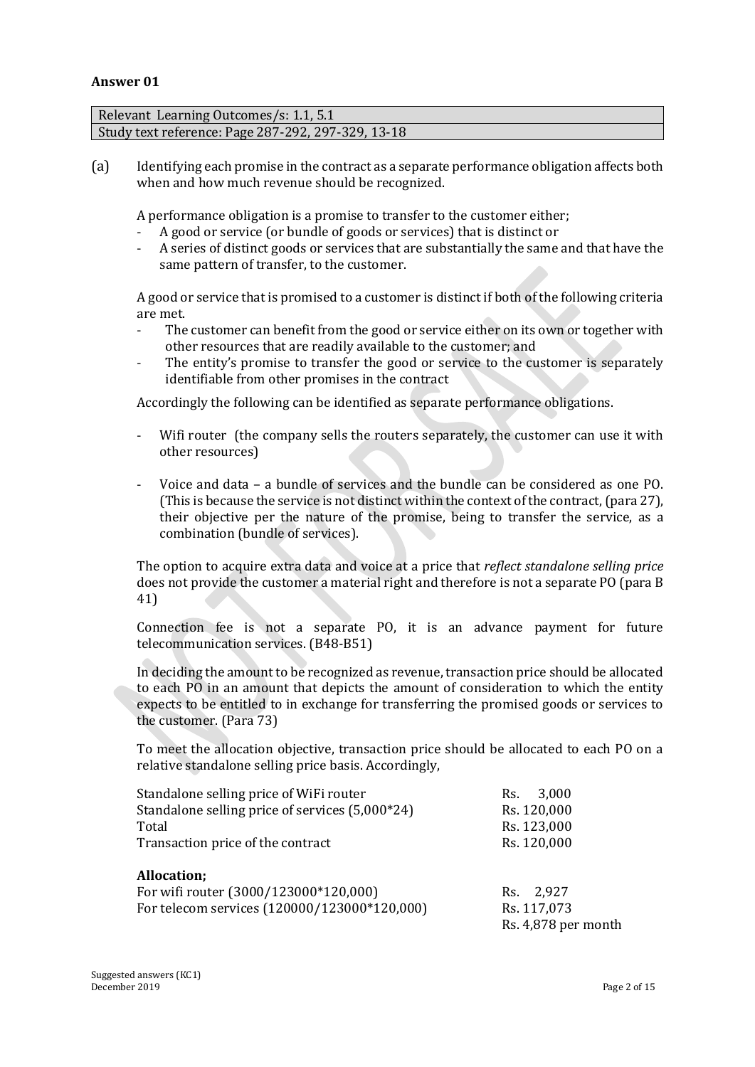## Answer 01

| Relevant Learning Outcomes/s: 1.1, 5.1 |
| --- |
| Study text reference: Page 287-292, 297-329, 13-18 |

(a) Identifying each promise in the contract as a separate performance obligation affects both when and how much revenue should be recognized.

A performance obligation is a promise to transfer to the customer either;

- A good or service (or bundle of goods or services) that is distinct or
- A series of distinct goods or services that are substantially the same and that have the same pattern of transfer, to the customer.

A good or service that is promised to a customer is distinct if both of the following criteria are met.

- The customer can benefit from the good or service either on its own or together with other resources that are readily available to the customer; and
- The entity's promise to transfer the good or service to the customer is separately identifiable from other promises in the contract

Accordingly the following can be identified as separate performance obligations.

- Wifi router (the company sells the routers separately, the customer can use it with other resources)

- Voice and data – a bundle of services and the bundle can be considered as one PO. (This is because the service is not distinct within the context of the contract, (para 27), their objective per the nature of the promise, being to transfer the service, as a combination (bundle of services).

The option to acquire extra data and voice at a price that *reflect standalone selling price* does not provide the customer a material right and therefore is not a separate PO (para B 41)

Connection fee is not a separate PO, it is an advance payment for future telecommunication services. (B48-B51)

In deciding the amount to be recognized as revenue, transaction price should be allocated to each PO in an amount that depicts the amount of consideration to which the entity expects to be entitled to in exchange for transferring the promised goods or services to the customer. (Para 73)

To meet the allocation objective, transaction price should be allocated to each PO on a relative standalone selling price basis. Accordingly,

| | |
| --- | --- |
| Standalone selling price of WiFi router | Rs. 3,000 |
| Standalone selling price of services (5,000*24) | Rs. 120,000 |
| Total | Rs. 123,000 |
| Transaction price of the contract | Rs. 120,000 |

**Allocation;**

| | |
| --- | --- |
| For wifi router (3000/123000*120,000) | Rs. 2,927 |
| For telecom services (120000/123000*120,000) | Rs. 117,073 |
| | Rs. 4,878 per month |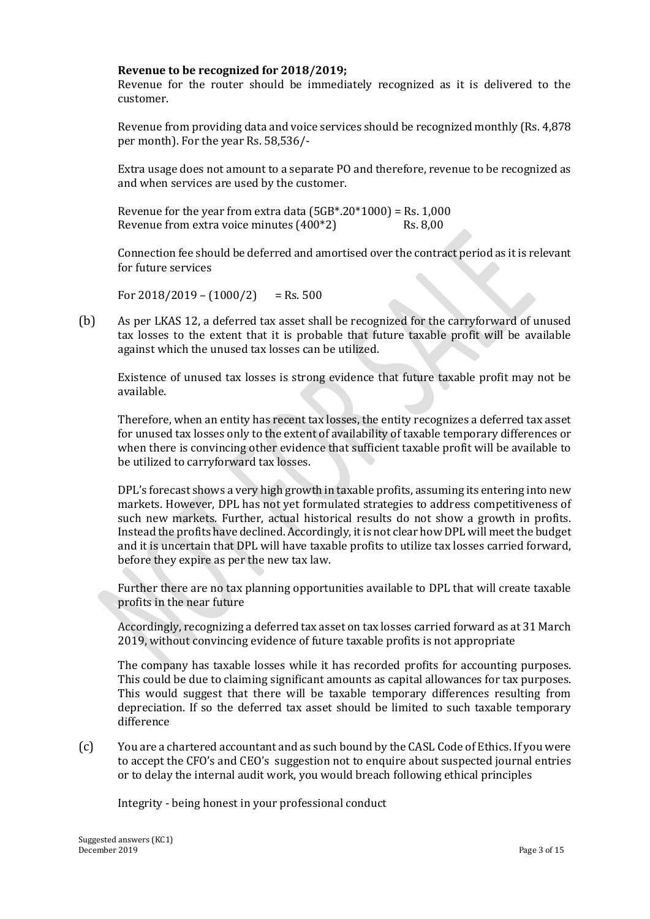**Revenue to be recognized for 2018/2019;**

Revenue for the router should be immediately recognized as it is delivered to the customer.

Revenue from providing data and voice services should be recognized monthly (Rs. 4,878 per month). For the year Rs. 58,536/-

Extra usage does not amount to a separate PO and therefore, revenue to be recognized as and when services are used by the customer.

Revenue for the year from extra data (5GB*.20*1000) = Rs. 1,000
Revenue from extra voice minutes (400*2) Rs. 8,00

Connection fee should be deferred and amortised over the contract period as it is relevant for future services

For 2018/2019 – (1000/2) = Rs. 500

(b) As per LKAS 12, a deferred tax asset shall be recognized for the carryforward of unused tax losses to the extent that it is probable that future taxable profit will be available against which the unused tax losses can be utilized.

Existence of unused tax losses is strong evidence that future taxable profit may not be available.

Therefore, when an entity has recent tax losses, the entity recognizes a deferred tax asset for unused tax losses only to the extent of availability of taxable temporary differences or when there is convincing other evidence that sufficient taxable profit will be available to be utilized to carryforward tax losses.

DPL's forecast shows a very high growth in taxable profits, assuming its entering into new markets. However, DPL has not yet formulated strategies to address competitiveness of such new markets. Further, actual historical results do not show a growth in profits. Instead the profits have declined. Accordingly, it is not clear how DPL will meet the budget and it is uncertain that DPL will have taxable profits to utilize tax losses carried forward, before they expire as per the new tax law.

Further there are no tax planning opportunities available to DPL that will create taxable profits in the near future

Accordingly, recognizing a deferred tax asset on tax losses carried forward as at 31 March 2019, without convincing evidence of future taxable profits is not appropriate

The company has taxable losses while it has recorded profits for accounting purposes. This could be due to claiming significant amounts as capital allowances for tax purposes. This would suggest that there will be taxable temporary differences resulting from depreciation. If so the deferred tax asset should be limited to such taxable temporary difference

(c) You are a chartered accountant and as such bound by the CASL Code of Ethics. If you were to accept the CFO's and CEO's suggestion not to enquire about suspected journal entries or to delay the internal audit work, you would breach following ethical principles

Integrity - being honest in your professional conduct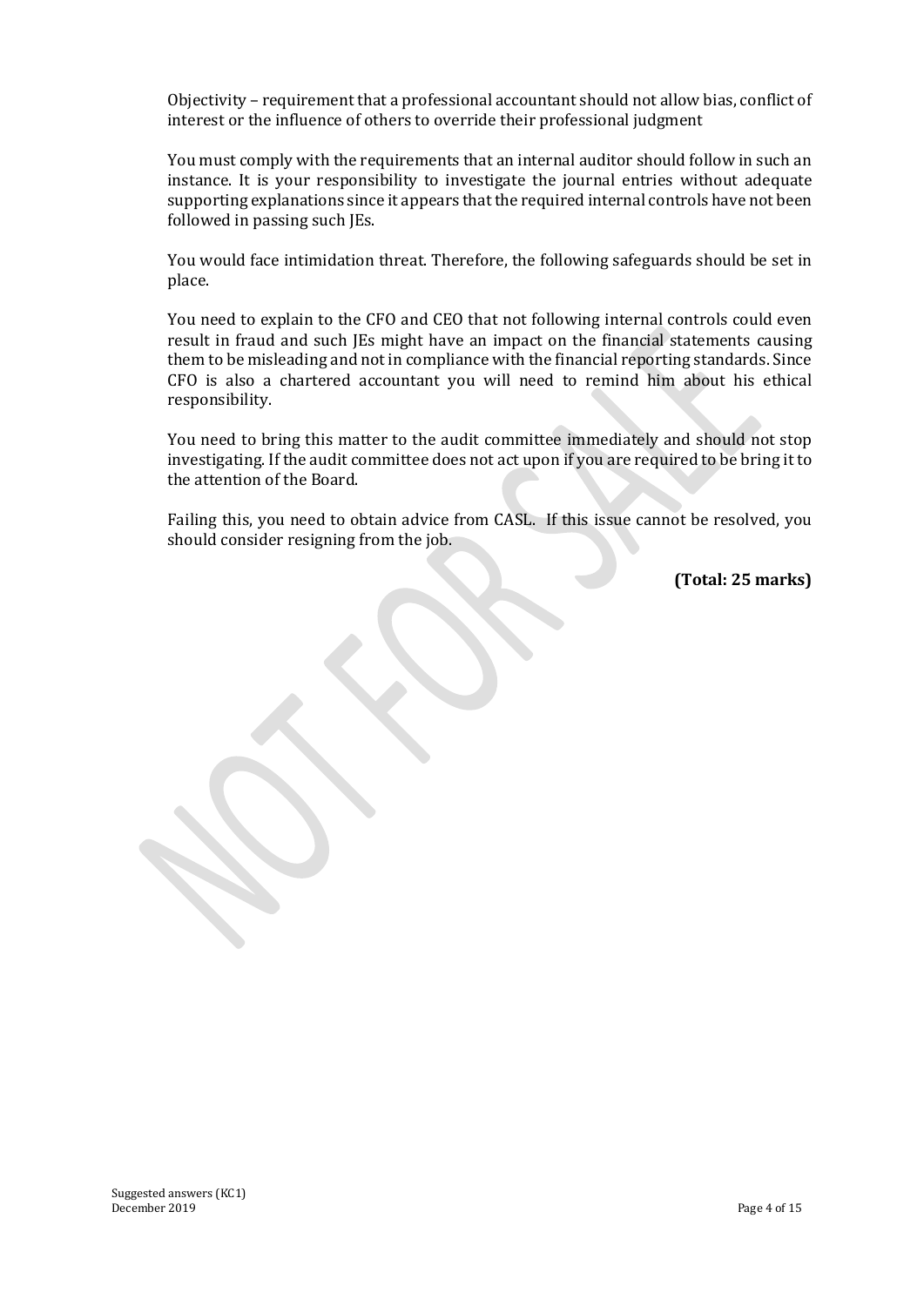Objectivity – requirement that a professional accountant should not allow bias, conflict of interest or the influence of others to override their professional judgment

You must comply with the requirements that an internal auditor should follow in such an instance. It is your responsibility to investigate the journal entries without adequate supporting explanations since it appears that the required internal controls have not been followed in passing such JEs.

You would face intimidation threat. Therefore, the following safeguards should be set in place.

You need to explain to the CFO and CEO that not following internal controls could even result in fraud and such JEs might have an impact on the financial statements causing them to be misleading and not in compliance with the financial reporting standards. Since CFO is also a chartered accountant you will need to remind him about his ethical responsibility.

You need to bring this matter to the audit committee immediately and should not stop investigating. If the audit committee does not act upon if you are required to be bring it to the attention of the Board.

Failing this, you need to obtain advice from CASL. If this issue cannot be resolved, you should consider resigning from the job.

**(Total: 25 marks)**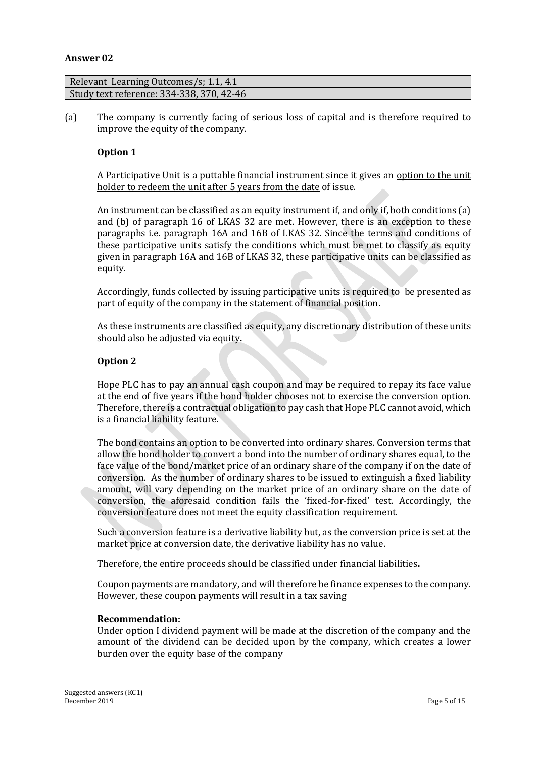## Answer 02

| Relevant Learning Outcomes/s; 1.1, 4.1 |
|---|
| Study text reference: 334-338, 370, 42-46 |

(a) The company is currently facing of serious loss of capital and is therefore required to improve the equity of the company.

**Option 1**

A Participative Unit is a puttable financial instrument since it gives an option to the unit holder to redeem the unit after 5 years from the date of issue.

An instrument can be classified as an equity instrument if, and only if, both conditions (a) and (b) of paragraph 16 of LKAS 32 are met. However, there is an exception to these paragraphs i.e. paragraph 16A and 16B of LKAS 32. Since the terms and conditions of these participative units satisfy the conditions which must be met to classify as equity given in paragraph 16A and 16B of LKAS 32, these participative units can be classified as equity.

Accordingly, funds collected by issuing participative units is required to be presented as part of equity of the company in the statement of financial position.

As these instruments are classified as equity, any discretionary distribution of these units should also be adjusted via equity**.**

**Option 2**

Hope PLC has to pay an annual cash coupon and may be required to repay its face value at the end of five years if the bond holder chooses not to exercise the conversion option. Therefore, there is a contractual obligation to pay cash that Hope PLC cannot avoid, which is a financial liability feature.

The bond contains an option to be converted into ordinary shares. Conversion terms that allow the bond holder to convert a bond into the number of ordinary shares equal, to the face value of the bond/market price of an ordinary share of the company if on the date of conversion. As the number of ordinary shares to be issued to extinguish a fixed liability amount, will vary depending on the market price of an ordinary share on the date of conversion, the aforesaid condition fails the 'fixed-for-fixed' test. Accordingly, the conversion feature does not meet the equity classification requirement.

Such a conversion feature is a derivative liability but, as the conversion price is set at the market price at conversion date, the derivative liability has no value.

Therefore, the entire proceeds should be classified under financial liabilities**.**

Coupon payments are mandatory, and will therefore be finance expenses to the company. However, these coupon payments will result in a tax saving

**Recommendation:**
Under option I dividend payment will be made at the discretion of the company and the amount of the dividend can be decided upon by the company, which creates a lower burden over the equity base of the company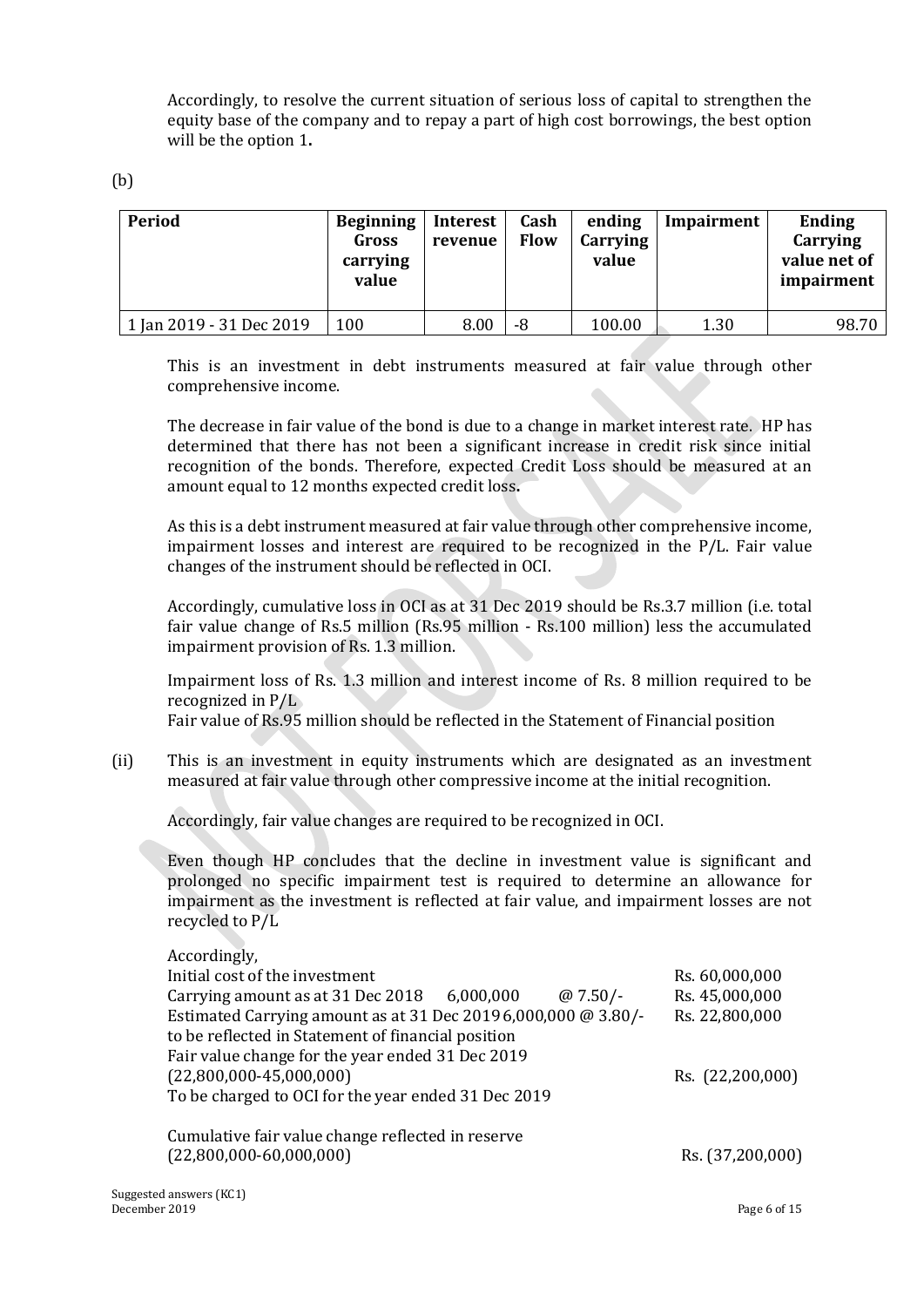Accordingly, to resolve the current situation of serious loss of capital to strengthen the equity base of the company and to repay a part of high cost borrowings, the best option will be the option 1**.**

(b)

| Period | Beginning Gross carrying value | Interest revenue | Cash Flow | ending Carrying value | Impairment | Ending Carrying value net of impairment |
|---|---|---|---|---|---|---|
| 1 Jan 2019 - 31 Dec 2019 | 100 | 8.00 | -8 | 100.00 | 1.30 | 98.70 |

This is an investment in debt instruments measured at fair value through other comprehensive income.

The decrease in fair value of the bond is due to a change in market interest rate. HP has determined that there has not been a significant increase in credit risk since initial recognition of the bonds. Therefore, expected Credit Loss should be measured at an amount equal to 12 months expected credit loss**.**

As this is a debt instrument measured at fair value through other comprehensive income, impairment losses and interest are required to be recognized in the P/L. Fair value changes of the instrument should be reflected in OCI.

Accordingly, cumulative loss in OCI as at 31 Dec 2019 should be Rs.3.7 million (i.e. total fair value change of Rs.5 million (Rs.95 million - Rs.100 million) less the accumulated impairment provision of Rs. 1.3 million.

Impairment loss of Rs. 1.3 million and interest income of Rs. 8 million required to be recognized in P/L
Fair value of Rs.95 million should be reflected in the Statement of Financial position

(ii) This is an investment in equity instruments which are designated as an investment measured at fair value through other compressive income at the initial recognition.

Accordingly, fair value changes are required to be recognized in OCI.

Even though HP concludes that the decline in investment value is significant and prolonged no specific impairment test is required to determine an allowance for impairment as the investment is reflected at fair value, and impairment losses are not recycled to P/L

Accordingly,

| | |
|---|---|
| Initial cost of the investment | Rs. 60,000,000 |
| Carrying amount as at 31 Dec 2018 6,000,000 @ 7.50/- | Rs. 45,000,000 |
| Estimated Carrying amount as at 31 Dec 2019 6,000,000 @ 3.80/- to be reflected in Statement of financial position | Rs. 22,800,000 |
| Fair value change for the year ended 31 Dec 2019 (22,800,000-45,000,000) To be charged to OCI for the year ended 31 Dec 2019 | Rs. (22,200,000) |
| Cumulative fair value change reflected in reserve (22,800,000-60,000,000) | Rs. (37,200,000) |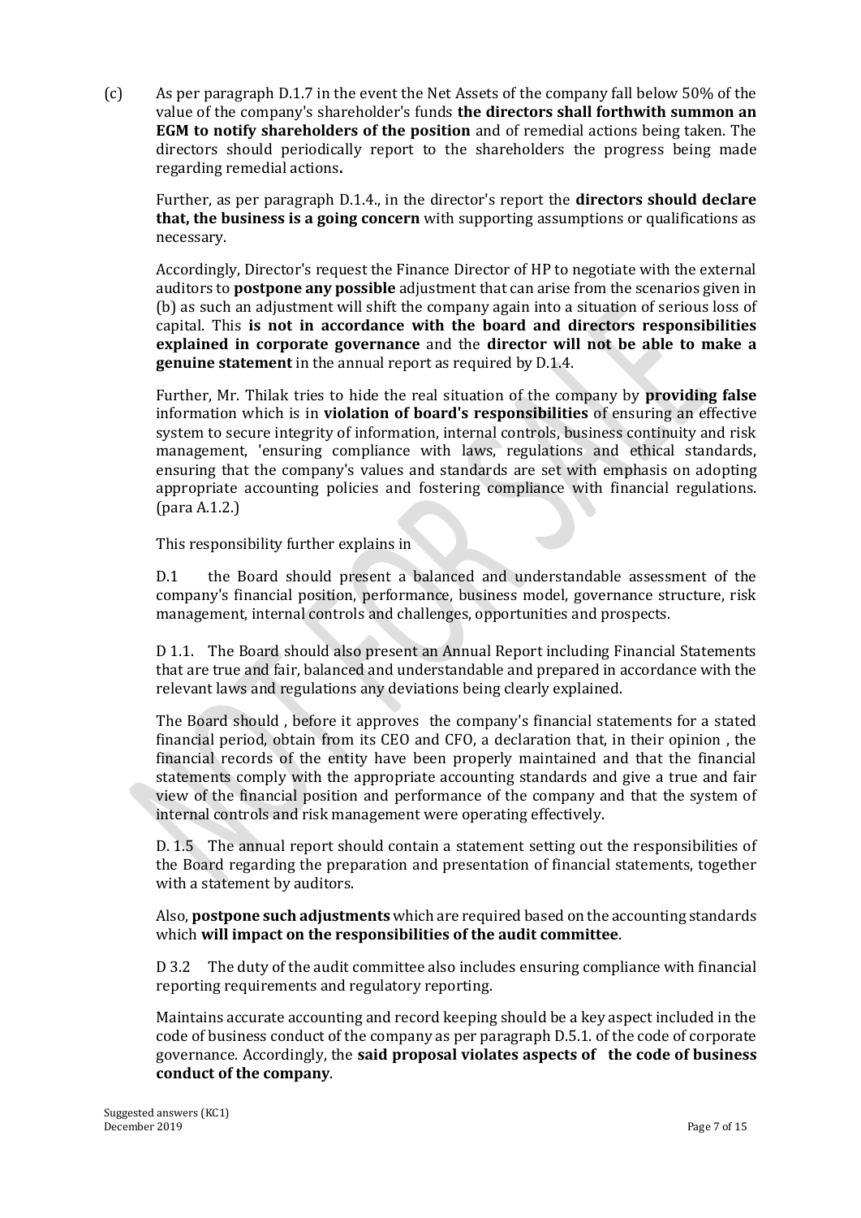(c) As per paragraph D.1.7 in the event the Net Assets of the company fall below 50% of the value of the company's shareholder's funds **the directors shall forthwith summon an EGM to notify shareholders of the position** and of remedial actions being taken. The directors should periodically report to the shareholders the progress being made regarding remedial actions**.**

Further, as per paragraph D.1.4., in the director's report the **directors should declare that, the business is a going concern** with supporting assumptions or qualifications as necessary.

Accordingly, Director's request the Finance Director of HP to negotiate with the external auditors to **postpone any possible** adjustment that can arise from the scenarios given in (b) as such an adjustment will shift the company again into a situation of serious loss of capital. This **is not in accordance with the board and directors responsibilities explained in corporate governance** and the **director will not be able to make a genuine statement** in the annual report as required by D.1.4.

Further, Mr. Thilak tries to hide the real situation of the company by **providing false** information which is in **violation of board's responsibilities** of ensuring an effective system to secure integrity of information, internal controls, business continuity and risk management, 'ensuring compliance with laws, regulations and ethical standards, ensuring that the company's values and standards are set with emphasis on adopting appropriate accounting policies and fostering compliance with financial regulations. (para A.1.2.)

This responsibility further explains in

D.1 the Board should present a balanced and understandable assessment of the company's financial position, performance, business model, governance structure, risk management, internal controls and challenges, opportunities and prospects.

D 1.1. The Board should also present an Annual Report including Financial Statements that are true and fair, balanced and understandable and prepared in accordance with the relevant laws and regulations any deviations being clearly explained.

The Board should , before it approves the company's financial statements for a stated financial period, obtain from its CEO and CFO, a declaration that, in their opinion , the financial records of the entity have been properly maintained and that the financial statements comply with the appropriate accounting standards and give a true and fair view of the financial position and performance of the company and that the system of internal controls and risk management were operating effectively.

D. 1.5 The annual report should contain a statement setting out the responsibilities of the Board regarding the preparation and presentation of financial statements, together with a statement by auditors.

Also, **postpone such adjustments** which are required based on the accounting standards which **will impact on the responsibilities of the audit committee**.

D 3.2 The duty of the audit committee also includes ensuring compliance with financial reporting requirements and regulatory reporting.

Maintains accurate accounting and record keeping should be a key aspect included in the code of business conduct of the company as per paragraph D.5.1. of the code of corporate governance. Accordingly, the **said proposal violates aspects of the code of business conduct of the company**.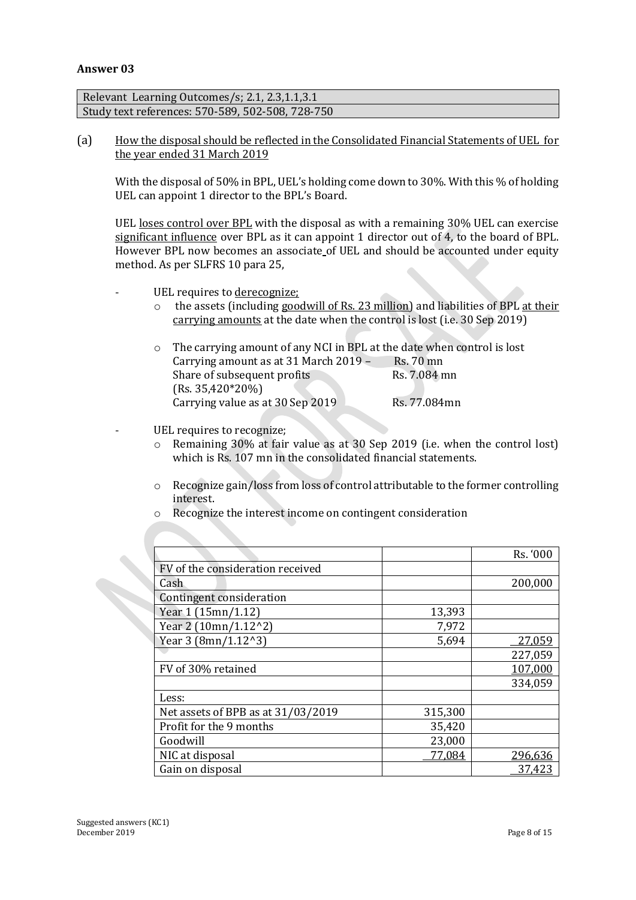## Answer 03

| Relevant Learning Outcomes/s; 2.1, 2.3,1.1,3.1 |
|---|
| Study text references: 570-589, 502-508, 728-750 |

(a) <u>How the disposal should be reflected in the Consolidated Financial Statements of UEL for the year ended 31 March 2019</u>

With the disposal of 50% in BPL, UEL's holding come down to 30%. With this % of holding UEL can appoint 1 director to the BPL's Board.

UEL <u>loses control over BPL</u> with the disposal as with a remaining 30% UEL can exercise <u>significant influence</u> over BPL as it can appoint 1 director out of 4, to the board of BPL. However BPL now becomes an associate of UEL and should be accounted under equity method. As per SLFRS 10 para 25,

- UEL requires to <u>derecognize;</u>
  - the assets (including <u>goodwill of Rs. 23 million</u>) and liabilities of BPL <u>at their carrying amounts</u> at the date when the control is lost (i.e. 30 Sep 2019)
  - The carrying amount of any NCI in BPL at the date when control is lost

    | | |
    |---|---|
    | Carrying amount as at 31 March 2019 – | Rs. 70 mn |
    | Share of subsequent profits (Rs. 35,420*20%) | Rs. 7.084 mn |
    | Carrying value as at 30 Sep 2019 | Rs. 77.084mn |

- UEL requires to recognize;
  - Remaining 30% at fair value as at 30 Sep 2019 (i.e. when the control lost) which is Rs. 107 mn in the consolidated financial statements.
  - Recognize gain/loss from loss of control attributable to the former controlling interest.
  - Recognize the interest income on contingent consideration

| | | Rs. '000 |
|---|---|---|
| FV of the consideration received | | |
| Cash | | 200,000 |
| Contingent consideration | | |
| Year 1 (15mn/1.12) | 13,393 | |
| Year 2 (10mn/1.12^2) | 7,972 | |
| Year 3 (8mn/1.12^3) | 5,694 | 27,059 |
| | | 227,059 |
| FV of 30% retained | | 107,000 |
| | | 334,059 |
| Less: | | |
| Net assets of BPB as at 31/03/2019 | 315,300 | |
| Profit for the 9 months | 35,420 | |
| Goodwill | 23,000 | |
| NIC at disposal | 77,084 | 296,636 |
| Gain on disposal | | 37,423 |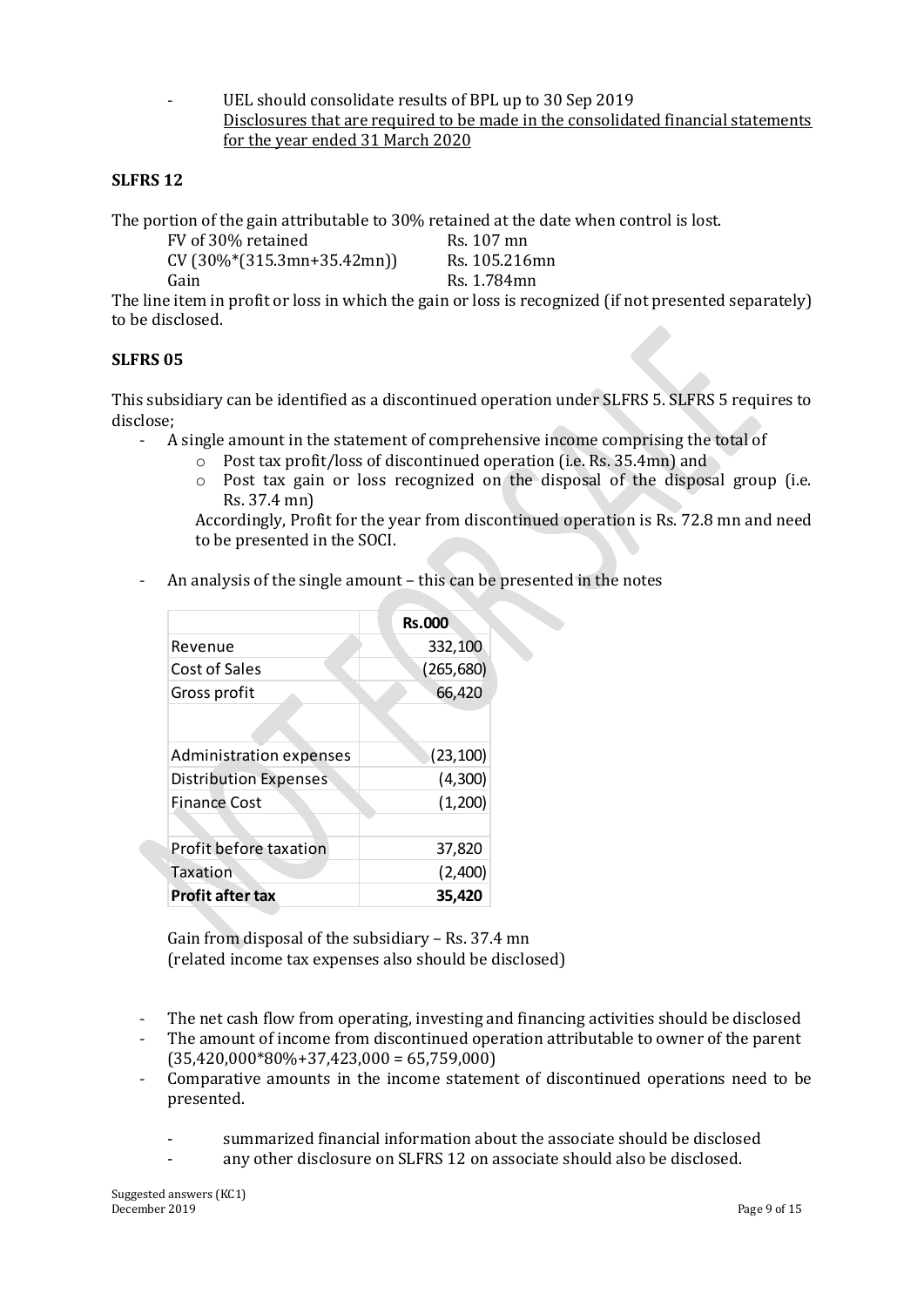- UEL should consolidate results of BPL up to 30 Sep 2019

  Disclosures that are required to be made in the consolidated financial statements for the year ended 31 March 2020

**SLFRS 12**

The portion of the gain attributable to 30% retained at the date when control is lost.

| | |
|---|---|
| FV of 30% retained | Rs. 107 mn |
| CV (30%*(315.3mn+35.42mn)) | Rs. 105.216mn |
| Gain | Rs. 1.784mn |

The line item in profit or loss in which the gain or loss is recognized (if not presented separately) to be disclosed.

**SLFRS 05**

This subsidiary can be identified as a discontinued operation under SLFRS 5. SLFRS 5 requires to disclose;

- A single amount in the statement of comprehensive income comprising the total of
  - Post tax profit/loss of discontinued operation (i.e. Rs. 35.4mn) and
  - Post tax gain or loss recognized on the disposal of the disposal group (i.e. Rs. 37.4 mn)

  Accordingly, Profit for the year from discontinued operation is Rs. 72.8 mn and need to be presented in the SOCI.

- An analysis of the single amount – this can be presented in the notes

| | **Rs.000** |
|---|---|
| Revenue | 332,100 |
| Cost of Sales | (265,680) |
| Gross profit | 66,420 |
| | |
| Administration expenses | (23,100) |
| Distribution Expenses | (4,300) |
| Finance Cost | (1,200) |
| | |
| Profit before taxation | 37,820 |
| Taxation | (2,400) |
| **Profit after tax** | **35,420** |

  Gain from disposal of the subsidiary – Rs. 37.4 mn
  (related income tax expenses also should be disclosed)

- The net cash flow from operating, investing and financing activities should be disclosed
- The amount of income from discontinued operation attributable to owner of the parent (35,420,000*80%+37,423,000 = 65,759,000)
- Comparative amounts in the income statement of discontinued operations need to be presented.
  - summarized financial information about the associate should be disclosed
  - any other disclosure on SLFRS 12 on associate should also be disclosed.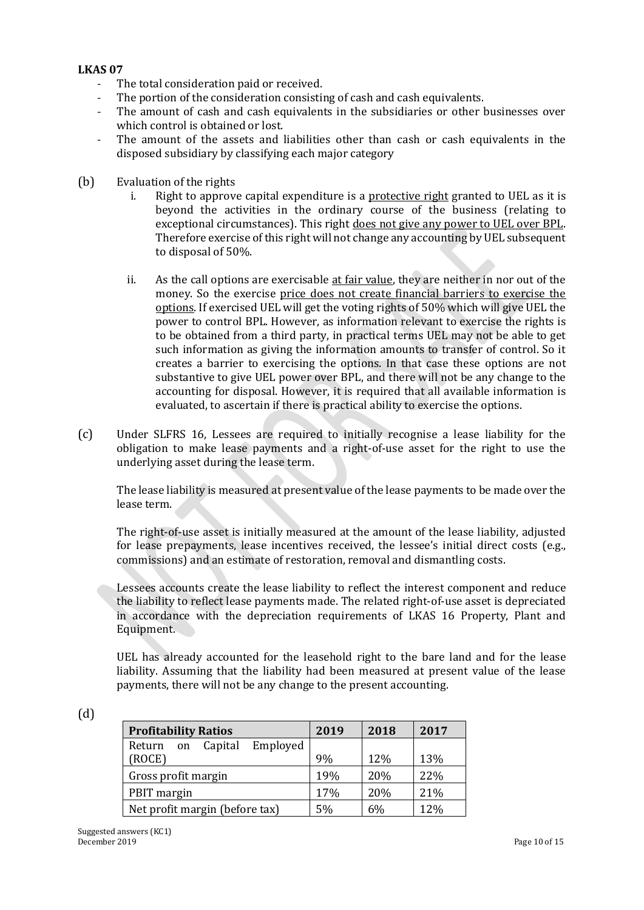**LKAS 07**

- The total consideration paid or received.
- The portion of the consideration consisting of cash and cash equivalents.
- The amount of cash and cash equivalents in the subsidiaries or other businesses over which control is obtained or lost.
- The amount of the assets and liabilities other than cash or cash equivalents in the disposed subsidiary by classifying each major category

(b) Evaluation of the rights

i. Right to approve capital expenditure is a protective right granted to UEL as it is beyond the activities in the ordinary course of the business (relating to exceptional circumstances). This right does not give any power to UEL over BPL. Therefore exercise of this right will not change any accounting by UEL subsequent to disposal of 50%.

ii. As the call options are exercisable at fair value, they are neither in nor out of the money. So the exercise price does not create financial barriers to exercise the options. If exercised UEL will get the voting rights of 50% which will give UEL the power to control BPL. However, as information relevant to exercise the rights is to be obtained from a third party, in practical terms UEL may not be able to get such information as giving the information amounts to transfer of control. So it creates a barrier to exercising the options. In that case these options are not substantive to give UEL power over BPL, and there will not be any change to the accounting for disposal. However, it is required that all available information is evaluated, to ascertain if there is practical ability to exercise the options.

(c) Under SLFRS 16, Lessees are required to initially recognise a lease liability for the obligation to make lease payments and a right-of-use asset for the right to use the underlying asset during the lease term.

The lease liability is measured at present value of the lease payments to be made over the lease term.

The right-of-use asset is initially measured at the amount of the lease liability, adjusted for lease prepayments, lease incentives received, the lessee's initial direct costs (e.g., commissions) and an estimate of restoration, removal and dismantling costs.

Lessees accounts create the lease liability to reflect the interest component and reduce the liability to reflect lease payments made. The related right-of-use asset is depreciated in accordance with the depreciation requirements of LKAS 16 Property, Plant and Equipment.

UEL has already accounted for the leasehold right to the bare land and for the lease liability. Assuming that the liability had been measured at present value of the lease payments, there will not be any change to the present accounting.

(d)

| Profitability Ratios | 2019 | 2018 | 2017 |
|---|---|---|---|
| Return on Capital Employed (ROCE) | 9% | 12% | 13% |
| Gross profit margin | 19% | 20% | 22% |
| PBIT margin | 17% | 20% | 21% |
| Net profit margin (before tax) | 5% | 6% | 12% |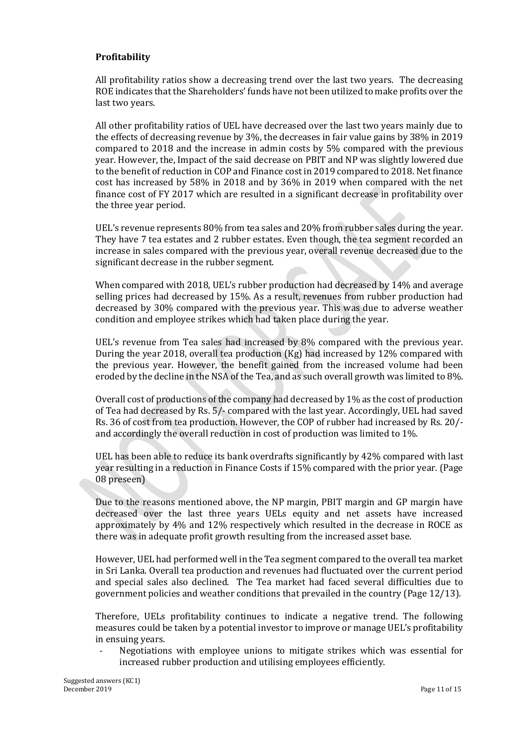**Profitability**

All profitability ratios show a decreasing trend over the last two years. The decreasing ROE indicates that the Shareholders' funds have not been utilized to make profits over the last two years.

All other profitability ratios of UEL have decreased over the last two years mainly due to the effects of decreasing revenue by 3%, the decreases in fair value gains by 38% in 2019 compared to 2018 and the increase in admin costs by 5% compared with the previous year. However, the, Impact of the said decrease on PBIT and NP was slightly lowered due to the benefit of reduction in COP and Finance cost in 2019 compared to 2018. Net finance cost has increased by 58% in 2018 and by 36% in 2019 when compared with the net finance cost of FY 2017 which are resulted in a significant decrease in profitability over the three year period.

UEL's revenue represents 80% from tea sales and 20% from rubber sales during the year. They have 7 tea estates and 2 rubber estates. Even though, the tea segment recorded an increase in sales compared with the previous year, overall revenue decreased due to the significant decrease in the rubber segment.

When compared with 2018, UEL's rubber production had decreased by 14% and average selling prices had decreased by 15%. As a result, revenues from rubber production had decreased by 30% compared with the previous year. This was due to adverse weather condition and employee strikes which had taken place during the year.

UEL's revenue from Tea sales had increased by 8% compared with the previous year. During the year 2018, overall tea production (Kg) had increased by 12% compared with the previous year. However, the benefit gained from the increased volume had been eroded by the decline in the NSA of the Tea, and as such overall growth was limited to 8%.

Overall cost of productions of the company had decreased by 1% as the cost of production of Tea had decreased by Rs. 5/- compared with the last year. Accordingly, UEL had saved Rs. 36 of cost from tea production. However, the COP of rubber had increased by Rs. 20/- and accordingly the overall reduction in cost of production was limited to 1%.

UEL has been able to reduce its bank overdrafts significantly by 42% compared with last year resulting in a reduction in Finance Costs if 15% compared with the prior year. (Page 08 preseen)

Due to the reasons mentioned above, the NP margin, PBIT margin and GP margin have decreased over the last three years UELs equity and net assets have increased approximately by 4% and 12% respectively which resulted in the decrease in ROCE as there was in adequate profit growth resulting from the increased asset base.

However, UEL had performed well in the Tea segment compared to the overall tea market in Sri Lanka. Overall tea production and revenues had fluctuated over the current period and special sales also declined. The Tea market had faced several difficulties due to government policies and weather conditions that prevailed in the country (Page 12/13).

Therefore, UELs profitability continues to indicate a negative trend. The following measures could be taken by a potential investor to improve or manage UEL's profitability in ensuing years.

- Negotiations with employee unions to mitigate strikes which was essential for increased rubber production and utilising employees efficiently.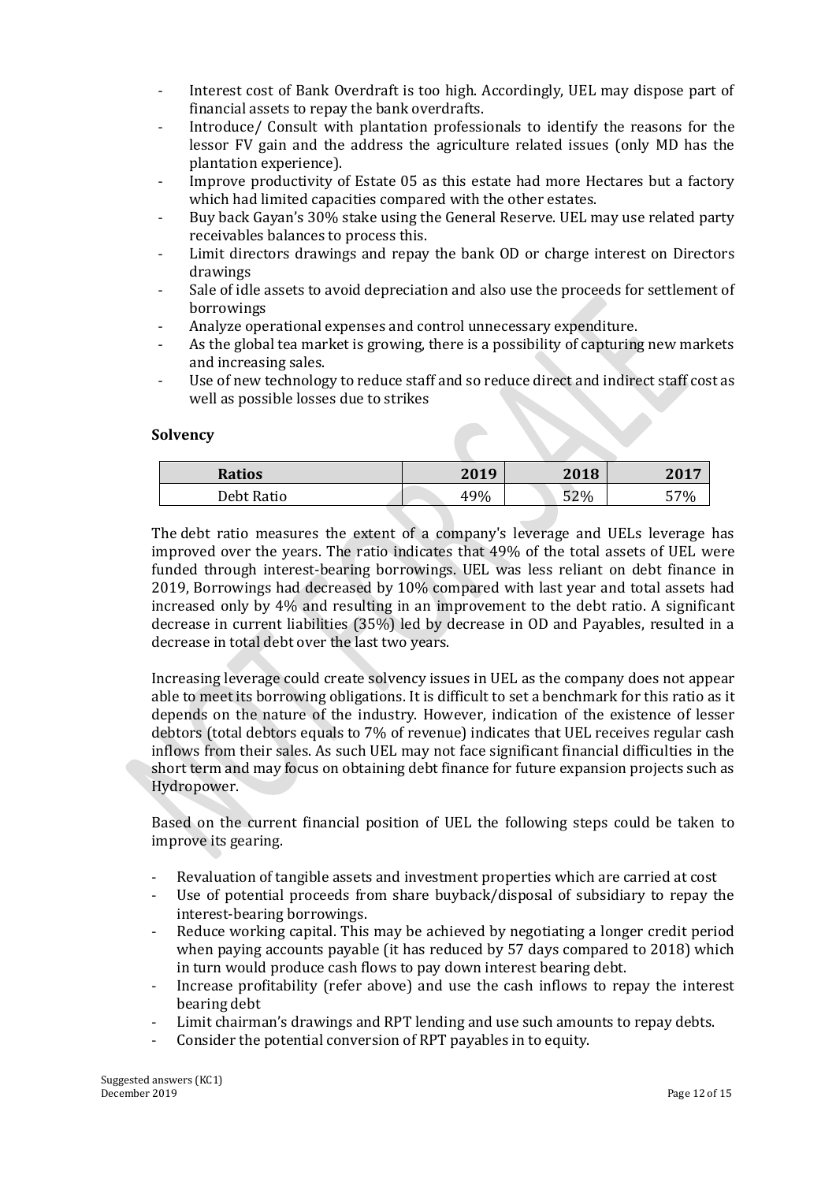- Interest cost of Bank Overdraft is too high. Accordingly, UEL may dispose part of financial assets to repay the bank overdrafts.
- Introduce/ Consult with plantation professionals to identify the reasons for the lessor FV gain and the address the agriculture related issues (only MD has the plantation experience).
- Improve productivity of Estate 05 as this estate had more Hectares but a factory which had limited capacities compared with the other estates.
- Buy back Gayan's 30% stake using the General Reserve. UEL may use related party receivables balances to process this.
- Limit directors drawings and repay the bank OD or charge interest on Directors drawings
- Sale of idle assets to avoid depreciation and also use the proceeds for settlement of borrowings
- Analyze operational expenses and control unnecessary expenditure.
- As the global tea market is growing, there is a possibility of capturing new markets and increasing sales.
- Use of new technology to reduce staff and so reduce direct and indirect staff cost as well as possible losses due to strikes

**Solvency**

| Ratios | 2019 | 2018 | 2017 |
|---|---|---|---|
| Debt Ratio | 49% | 52% | 57% |

The debt ratio measures the extent of a company's leverage and UELs leverage has improved over the years. The ratio indicates that 49% of the total assets of UEL were funded through interest-bearing borrowings. UEL was less reliant on debt finance in 2019, Borrowings had decreased by 10% compared with last year and total assets had increased only by 4% and resulting in an improvement to the debt ratio. A significant decrease in current liabilities (35%) led by decrease in OD and Payables, resulted in a decrease in total debt over the last two years.

Increasing leverage could create solvency issues in UEL as the company does not appear able to meet its borrowing obligations. It is difficult to set a benchmark for this ratio as it depends on the nature of the industry. However, indication of the existence of lesser debtors (total debtors equals to 7% of revenue) indicates that UEL receives regular cash inflows from their sales. As such UEL may not face significant financial difficulties in the short term and may focus on obtaining debt finance for future expansion projects such as Hydropower.

Based on the current financial position of UEL the following steps could be taken to improve its gearing.

- Revaluation of tangible assets and investment properties which are carried at cost
- Use of potential proceeds from share buyback/disposal of subsidiary to repay the interest-bearing borrowings.
- Reduce working capital. This may be achieved by negotiating a longer credit period when paying accounts payable (it has reduced by 57 days compared to 2018) which in turn would produce cash flows to pay down interest bearing debt.
- Increase profitability (refer above) and use the cash inflows to repay the interest bearing debt
- Limit chairman's drawings and RPT lending and use such amounts to repay debts.
- Consider the potential conversion of RPT payables in to equity.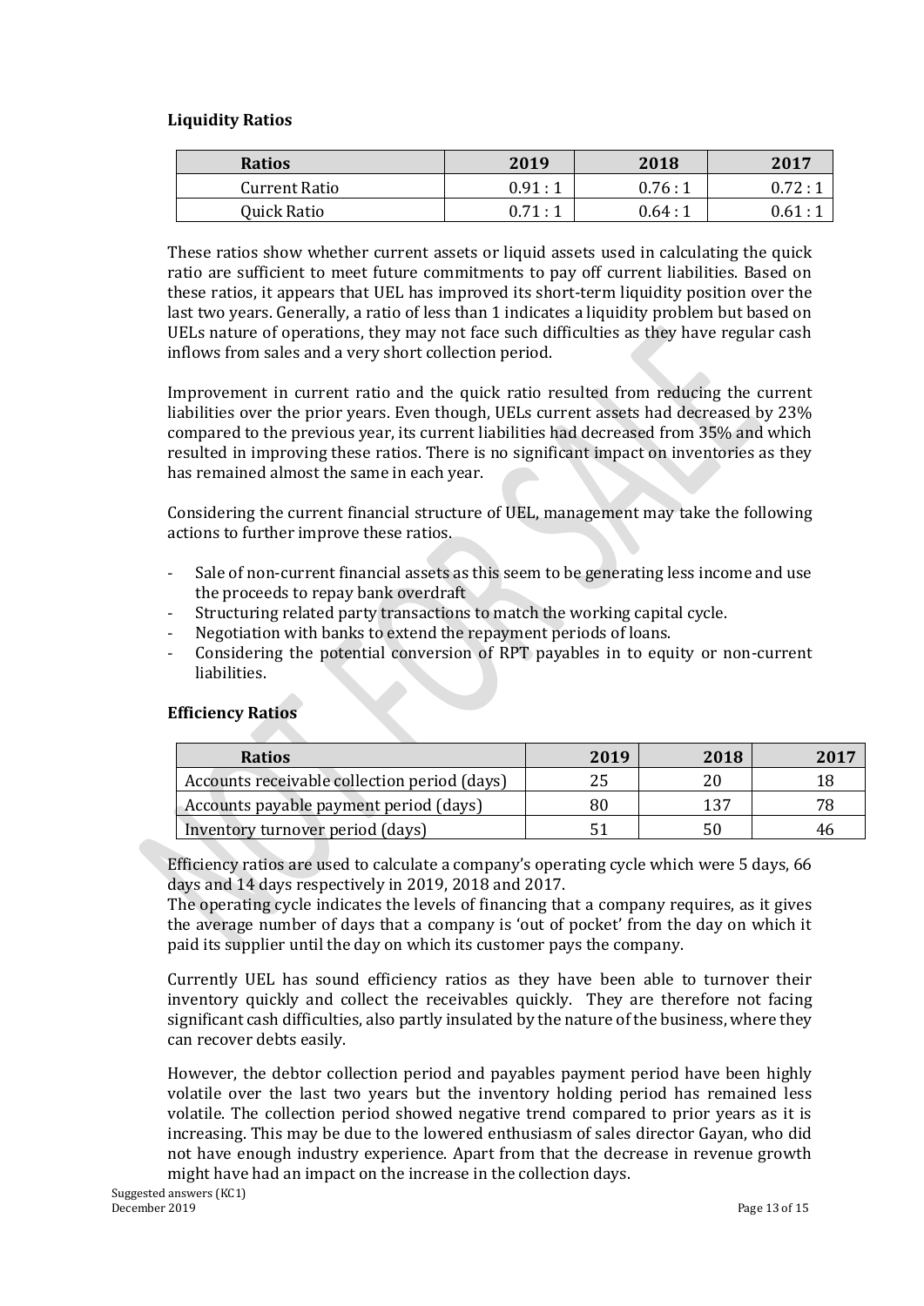### Liquidity Ratios

| Ratios | 2019 | 2018 | 2017 |
|---|---|---|---|
| Current Ratio | 0.91 : 1 | 0.76 : 1 | 0.72 : 1 |
| Quick Ratio | 0.71 : 1 | 0.64 : 1 | 0.61 : 1 |

These ratios show whether current assets or liquid assets used in calculating the quick ratio are sufficient to meet future commitments to pay off current liabilities. Based on these ratios, it appears that UEL has improved its short-term liquidity position over the last two years. Generally, a ratio of less than 1 indicates a liquidity problem but based on UELs nature of operations, they may not face such difficulties as they have regular cash inflows from sales and a very short collection period.

Improvement in current ratio and the quick ratio resulted from reducing the current liabilities over the prior years. Even though, UELs current assets had decreased by 23% compared to the previous year, its current liabilities had decreased from 35% and which resulted in improving these ratios. There is no significant impact on inventories as they has remained almost the same in each year.

Considering the current financial structure of UEL, management may take the following actions to further improve these ratios.

- Sale of non-current financial assets as this seem to be generating less income and use the proceeds to repay bank overdraft
- Structuring related party transactions to match the working capital cycle.
- Negotiation with banks to extend the repayment periods of loans.
- Considering the potential conversion of RPT payables in to equity or non-current liabilities.

### Efficiency Ratios

| Ratios | 2019 | 2018 | 2017 |
|---|---|---|---|
| Accounts receivable collection period (days) | 25 | 20 | 18 |
| Accounts payable payment period (days) | 80 | 137 | 78 |
| Inventory turnover period (days) | 51 | 50 | 46 |

Efficiency ratios are used to calculate a company's operating cycle which were 5 days, 66 days and 14 days respectively in 2019, 2018 and 2017.

The operating cycle indicates the levels of financing that a company requires, as it gives the average number of days that a company is 'out of pocket' from the day on which it paid its supplier until the day on which its customer pays the company.

Currently UEL has sound efficiency ratios as they have been able to turnover their inventory quickly and collect the receivables quickly. They are therefore not facing significant cash difficulties, also partly insulated by the nature of the business, where they can recover debts easily.

However, the debtor collection period and payables payment period have been highly volatile over the last two years but the inventory holding period has remained less volatile. The collection period showed negative trend compared to prior years as it is increasing. This may be due to the lowered enthusiasm of sales director Gayan, who did not have enough industry experience. Apart from that the decrease in revenue growth might have had an impact on the increase in the collection days.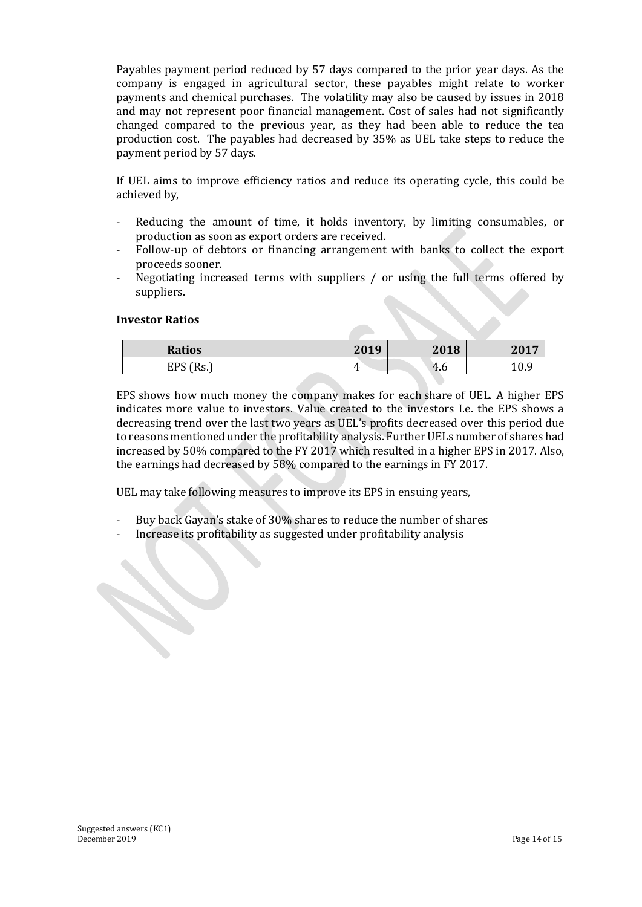Payables payment period reduced by 57 days compared to the prior year days. As the company is engaged in agricultural sector, these payables might relate to worker payments and chemical purchases. The volatility may also be caused by issues in 2018 and may not represent poor financial management. Cost of sales had not significantly changed compared to the previous year, as they had been able to reduce the tea production cost. The payables had decreased by 35% as UEL take steps to reduce the payment period by 57 days.

If UEL aims to improve efficiency ratios and reduce its operating cycle, this could be achieved by,

- Reducing the amount of time, it holds inventory, by limiting consumables, or production as soon as export orders are received.
- Follow-up of debtors or financing arrangement with banks to collect the export proceeds sooner.
- Negotiating increased terms with suppliers / or using the full terms offered by suppliers.

**Investor Ratios**

| Ratios | 2019 | 2018 | 2017 |
|---|---|---|---|
| EPS (Rs.) | 4 | 4.6 | 10.9 |

EPS shows how much money the company makes for each share of UEL. A higher EPS indicates more value to investors. Value created to the investors I.e. the EPS shows a decreasing trend over the last two years as UEL's profits decreased over this period due to reasons mentioned under the profitability analysis. Further UELs number of shares had increased by 50% compared to the FY 2017 which resulted in a higher EPS in 2017. Also, the earnings had decreased by 58% compared to the earnings in FY 2017.

UEL may take following measures to improve its EPS in ensuing years,

- Buy back Gayan's stake of 30% shares to reduce the number of shares
- Increase its profitability as suggested under profitability analysis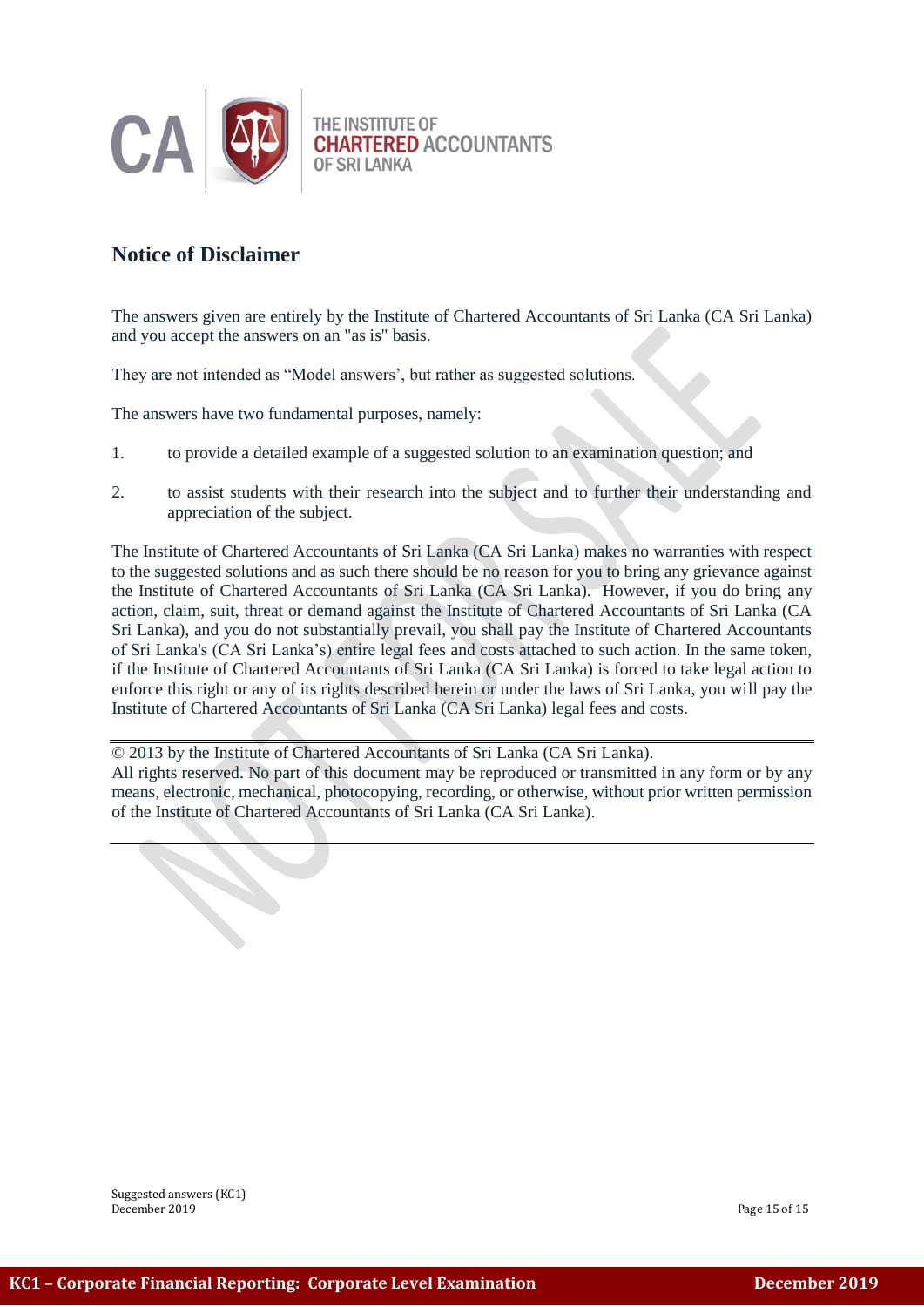THE INSTITUTE OF CHARTERED ACCOUNTANTS OF SRI LANKA

## Notice of Disclaimer

The answers given are entirely by the Institute of Chartered Accountants of Sri Lanka (CA Sri Lanka) and you accept the answers on an "as is" basis.

They are not intended as "Model answers', but rather as suggested solutions.

The answers have two fundamental purposes, namely:

1. to provide a detailed example of a suggested solution to an examination question; and

2. to assist students with their research into the subject and to further their understanding and appreciation of the subject.

The Institute of Chartered Accountants of Sri Lanka (CA Sri Lanka) makes no warranties with respect to the suggested solutions and as such there should be no reason for you to bring any grievance against the Institute of Chartered Accountants of Sri Lanka (CA Sri Lanka). However, if you do bring any action, claim, suit, threat or demand against the Institute of Chartered Accountants of Sri Lanka (CA Sri Lanka), and you do not substantially prevail, you shall pay the Institute of Chartered Accountants of Sri Lanka's (CA Sri Lanka's) entire legal fees and costs attached to such action. In the same token, if the Institute of Chartered Accountants of Sri Lanka (CA Sri Lanka) is forced to take legal action to enforce this right or any of its rights described herein or under the laws of Sri Lanka, you will pay the Institute of Chartered Accountants of Sri Lanka (CA Sri Lanka) legal fees and costs.

---

© 2013 by the Institute of Chartered Accountants of Sri Lanka (CA Sri Lanka).
All rights reserved. No part of this document may be reproduced or transmitted in any form or by any means, electronic, mechanical, photocopying, recording, or otherwise, without prior written permission of the Institute of Chartered Accountants of Sri Lanka (CA Sri Lanka).

---